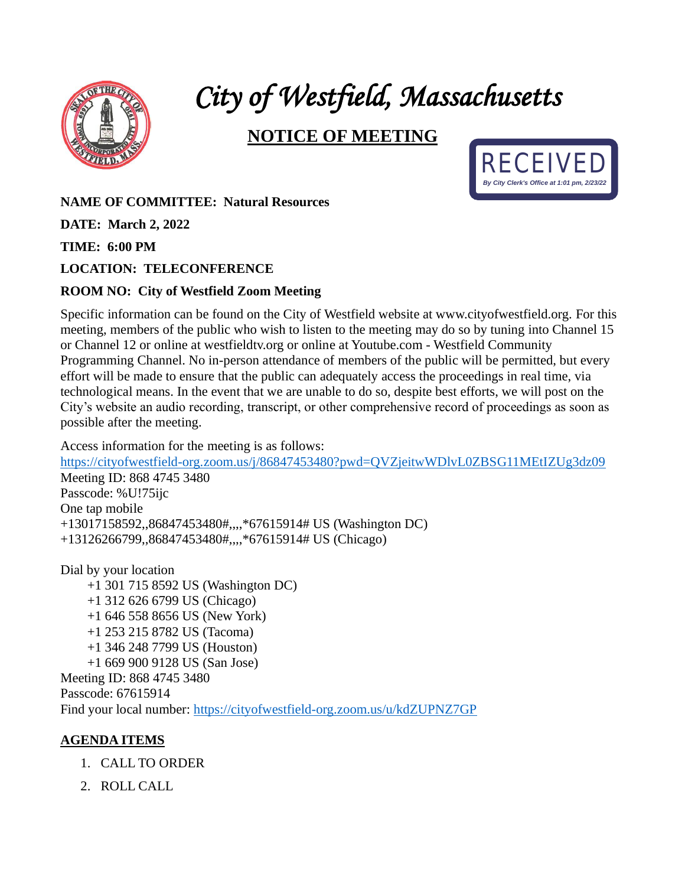# *City of Westfield, Massachusetts*

## NOTICE OF MEETING

RECEIVED
*By City Clerk's Office at 1:01 pm, 2/23/22*

**NAME OF COMMITTEE: Natural Resources**

**DATE: March 2, 2022**

**TIME: 6:00 PM**

**LOCATION: TELECONFERENCE**

**ROOM NO: City of Westfield Zoom Meeting**

Specific information can be found on the City of Westfield website at www.cityofwestfield.org. For this meeting, members of the public who wish to listen to the meeting may do so by tuning into Channel 15 or Channel 12 or online at westfieldtv.org or online at Youtube.com - Westfield Community Programming Channel. No in-person attendance of members of the public will be permitted, but every effort will be made to ensure that the public can adequately access the proceedings in real time, via technological means. In the event that we are unable to do so, despite best efforts, we will post on the City's website an audio recording, transcript, or other comprehensive record of proceedings as soon as possible after the meeting.

Access information for the meeting is as follows:
https://cityofwestfield-org.zoom.us/j/86847453480?pwd=QVZjeitwWDlvL0ZBSG11MEtIZUg3dz09
Meeting ID: 868 4745 3480
Passcode: %U!75ijc
One tap mobile
+13017158592,,86847453480#,,,,*67615914# US (Washington DC)
+13126266799,,86847453480#,,,,*67615914# US (Chicago)

Dial by your location
+1 301 715 8592 US (Washington DC)
+1 312 626 6799 US (Chicago)
+1 646 558 8656 US (New York)
+1 253 215 8782 US (Tacoma)
+1 346 248 7799 US (Houston)
+1 669 900 9128 US (San Jose)
Meeting ID: 868 4745 3480
Passcode: 67615914
Find your local number: https://cityofwestfield-org.zoom.us/u/kdZUPNZ7GP

**AGENDA ITEMS**

1. CALL TO ORDER
2. ROLL CALL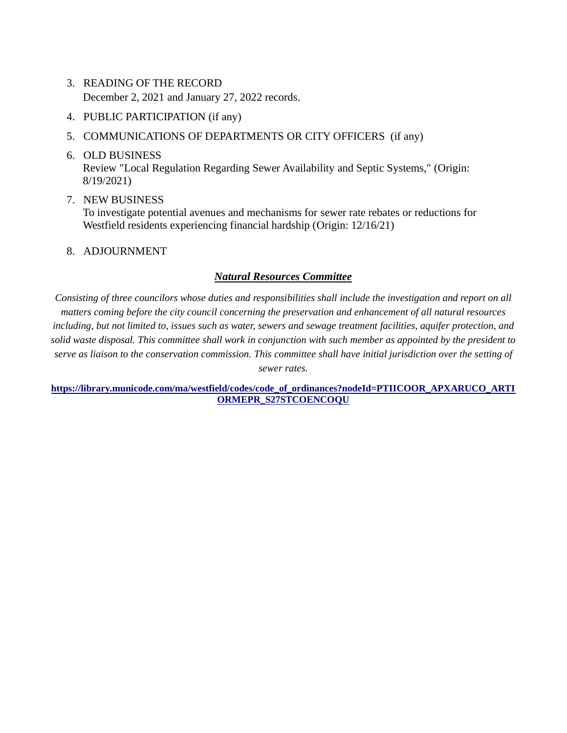3. READING OF THE RECORD
   December 2, 2021 and January 27, 2022 records.
4. PUBLIC PARTICIPATION (if any)
5. COMMUNICATIONS OF DEPARTMENTS OR CITY OFFICERS (if any)
6. OLD BUSINESS
   Review "Local Regulation Regarding Sewer Availability and Septic Systems," (Origin: 8/19/2021)
7. NEW BUSINESS
   To investigate potential avenues and mechanisms for sewer rate rebates or reductions for Westfield residents experiencing financial hardship (Origin: 12/16/21)
8. ADJOURNMENT

***Natural Resources Committee***

*Consisting of three councilors whose duties and responsibilities shall include the investigation and report on all matters coming before the city council concerning the preservation and enhancement of all natural resources including, but not limited to, issues such as water, sewers and sewage treatment facilities, aquifer protection, and solid waste disposal. This committee shall work in conjunction with such member as appointed by the president to serve as liaison to the conservation commission. This committee shall have initial jurisdiction over the setting of sewer rates.*

**https://library.municode.com/ma/westfield/codes/code_of_ordinances?nodeId=PTIICOOR_APXARUCO_ARTIORMEPR_S27STCOENCOQU**